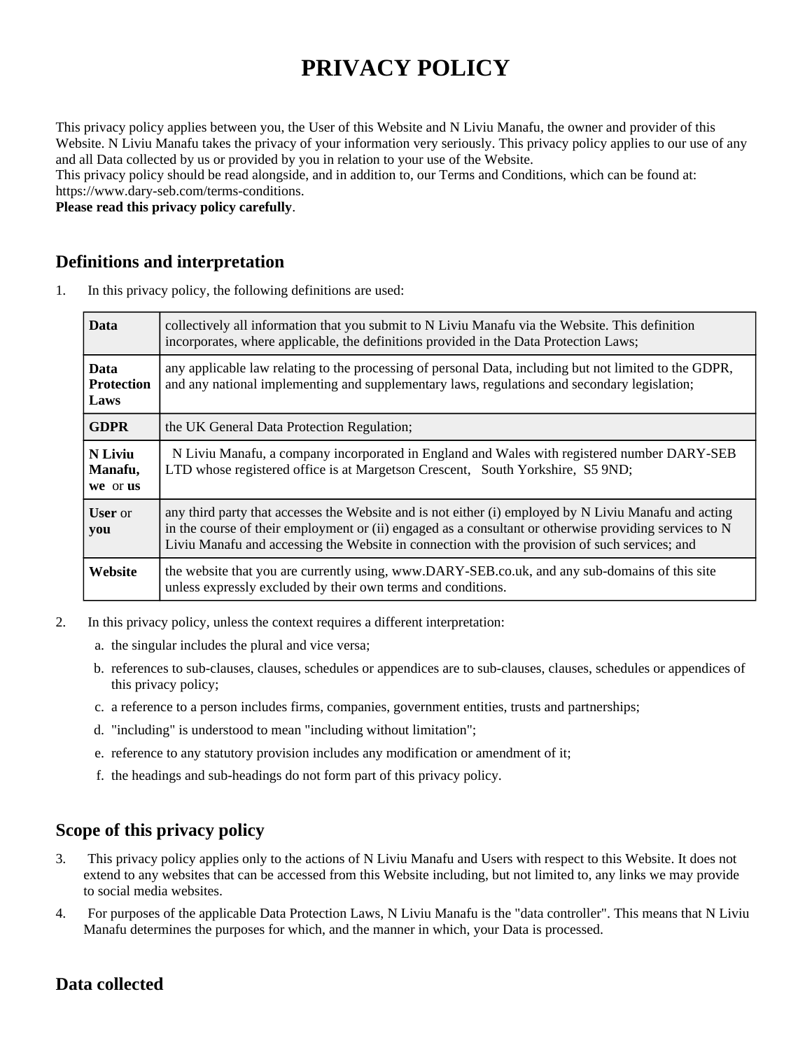# PRIVACY POLICY

This privacy policy applies between you, the User of this Website and N Liviu Manafu, the owner and provider of this Website. N Liviu Manafu takes the privacy of your information very seriously. This privacy policy applies to our use of any and all Data collected by us or provided by you in relation to your use of the Website.

This privacy policy should be read alongside, and in addition to, our Terms and Conditions, which can be found at: https://www.dary-seb.com/terms-conditions.

**Please read this privacy policy carefully**.

## Definitions and interpretation

1. In this privacy policy, the following definitions are used:

| | |
|---|---|
| **Data** | collectively all information that you submit to N Liviu Manafu via the Website. This definition incorporates, where applicable, the definitions provided in the Data Protection Laws; |
| **Data Protection Laws** | any applicable law relating to the processing of personal Data, including but not limited to the GDPR, and any national implementing and supplementary laws, regulations and secondary legislation; |
| **GDPR** | the UK General Data Protection Regulation; |
| **N Liviu Manafu, we or us** | N Liviu Manafu, a company incorporated in England and Wales with registered number DARY-SEB LTD whose registered office is at Margetson Crescent, South Yorkshire, S5 9ND; |
| **User** or **you** | any third party that accesses the Website and is not either (i) employed by N Liviu Manafu and acting in the course of their employment or (ii) engaged as a consultant or otherwise providing services to N Liviu Manafu and accessing the Website in connection with the provision of such services; and |
| **Website** | the website that you are currently using, www.DARY-SEB.co.uk, and any sub-domains of this site unless expressly excluded by their own terms and conditions. |

2. In this privacy policy, unless the context requires a different interpretation:
   a. the singular includes the plural and vice versa;
   b. references to sub-clauses, clauses, schedules or appendices are to sub-clauses, clauses, schedules or appendices of this privacy policy;
   c. a reference to a person includes firms, companies, government entities, trusts and partnerships;
   d. "including" is understood to mean "including without limitation";
   e. reference to any statutory provision includes any modification or amendment of it;
   f. the headings and sub-headings do not form part of this privacy policy.

## Scope of this privacy policy

3. This privacy policy applies only to the actions of N Liviu Manafu and Users with respect to this Website. It does not extend to any websites that can be accessed from this Website including, but not limited to, any links we may provide to social media websites.
4. For purposes of the applicable Data Protection Laws, N Liviu Manafu is the "data controller". This means that N Liviu Manafu determines the purposes for which, and the manner in which, your Data is processed.

## Data collected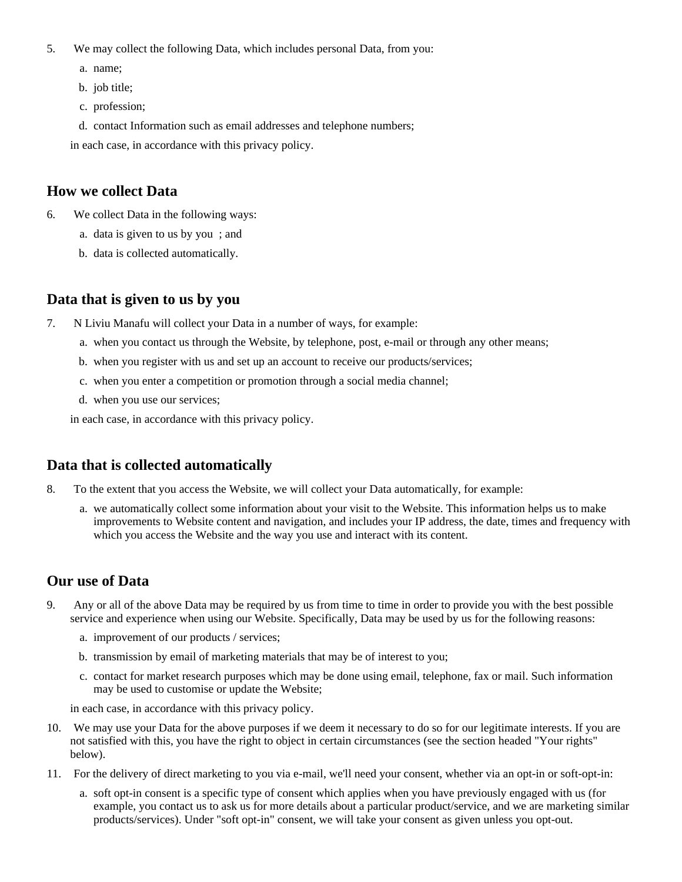5. We may collect the following Data, which includes personal Data, from you:
    a. name;
    b. job title;
    c. profession;
    d. contact Information such as email addresses and telephone numbers;

   in each case, in accordance with this privacy policy.

## How we collect Data

6. We collect Data in the following ways:
    a. data is given to us by you ; and
    b. data is collected automatically.

## Data that is given to us by you

7. N Liviu Manafu will collect your Data in a number of ways, for example:
    a. when you contact us through the Website, by telephone, post, e-mail or through any other means;
    b. when you register with us and set up an account to receive our products/services;
    c. when you enter a competition or promotion through a social media channel;
    d. when you use our services;

   in each case, in accordance with this privacy policy.

## Data that is collected automatically

8. To the extent that you access the Website, we will collect your Data automatically, for example:
    a. we automatically collect some information about your visit to the Website. This information helps us to make improvements to Website content and navigation, and includes your IP address, the date, times and frequency with which you access the Website and the way you use and interact with its content.

## Our use of Data

9. Any or all of the above Data may be required by us from time to time in order to provide you with the best possible service and experience when using our Website. Specifically, Data may be used by us for the following reasons:
    a. improvement of our products / services;
    b. transmission by email of marketing materials that may be of interest to you;
    c. contact for market research purposes which may be done using email, telephone, fax or mail. Such information may be used to customise or update the Website;

   in each case, in accordance with this privacy policy.

10. We may use your Data for the above purposes if we deem it necessary to do so for our legitimate interests. If you are not satisfied with this, you have the right to object in certain circumstances (see the section headed "Your rights" below).
11. For the delivery of direct marketing to you via e-mail, we'll need your consent, whether via an opt-in or soft-opt-in:
    a. soft opt-in consent is a specific type of consent which applies when you have previously engaged with us (for example, you contact us to ask us for more details about a particular product/service, and we are marketing similar products/services). Under "soft opt-in" consent, we will take your consent as given unless you opt-out.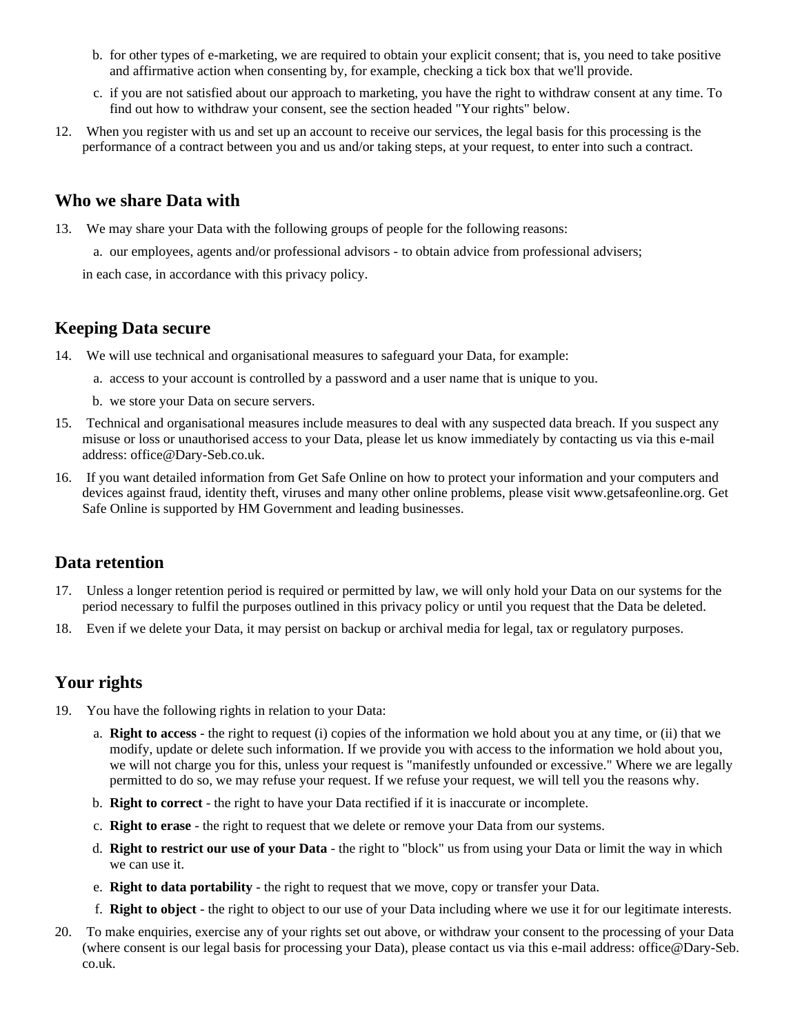b. for other types of e-marketing, we are required to obtain your explicit consent; that is, you need to take positive and affirmative action when consenting by, for example, checking a tick box that we'll provide.
   c. if you are not satisfied about our approach to marketing, you have the right to withdraw consent at any time. To find out how to withdraw your consent, see the section headed "Your rights" below.

12. When you register with us and set up an account to receive our services, the legal basis for this processing is the performance of a contract between you and us and/or taking steps, at your request, to enter into such a contract.

## Who we share Data with

13. We may share your Data with the following groups of people for the following reasons:
    a. our employees, agents and/or professional advisors - to obtain advice from professional advisers;

    in each case, in accordance with this privacy policy.

## Keeping Data secure

14. We will use technical and organisational measures to safeguard your Data, for example:
    a. access to your account is controlled by a password and a user name that is unique to you.
    b. we store your Data on secure servers.
15. Technical and organisational measures include measures to deal with any suspected data breach. If you suspect any misuse or loss or unauthorised access to your Data, please let us know immediately by contacting us via this e-mail address: office@Dary-Seb.co.uk.
16. If you want detailed information from Get Safe Online on how to protect your information and your computers and devices against fraud, identity theft, viruses and many other online problems, please visit www.getsafeonline.org. Get Safe Online is supported by HM Government and leading businesses.

## Data retention

17. Unless a longer retention period is required or permitted by law, we will only hold your Data on our systems for the period necessary to fulfil the purposes outlined in this privacy policy or until you request that the Data be deleted.
18. Even if we delete your Data, it may persist on backup or archival media for legal, tax or regulatory purposes.

## Your rights

19. You have the following rights in relation to your Data:
    a. **Right to access** - the right to request (i) copies of the information we hold about you at any time, or (ii) that we modify, update or delete such information. If we provide you with access to the information we hold about you, we will not charge you for this, unless your request is "manifestly unfounded or excessive." Where we are legally permitted to do so, we may refuse your request. If we refuse your request, we will tell you the reasons why.
    b. **Right to correct** - the right to have your Data rectified if it is inaccurate or incomplete.
    c. **Right to erase** - the right to request that we delete or remove your Data from our systems.
    d. **Right to restrict our use of your Data** - the right to "block" us from using your Data or limit the way in which we can use it.
    e. **Right to data portability** - the right to request that we move, copy or transfer your Data.
    f. **Right to object** - the right to object to our use of your Data including where we use it for our legitimate interests.
20. To make enquiries, exercise any of your rights set out above, or withdraw your consent to the processing of your Data (where consent is our legal basis for processing your Data), please contact us via this e-mail address: office@Dary-Seb.co.uk.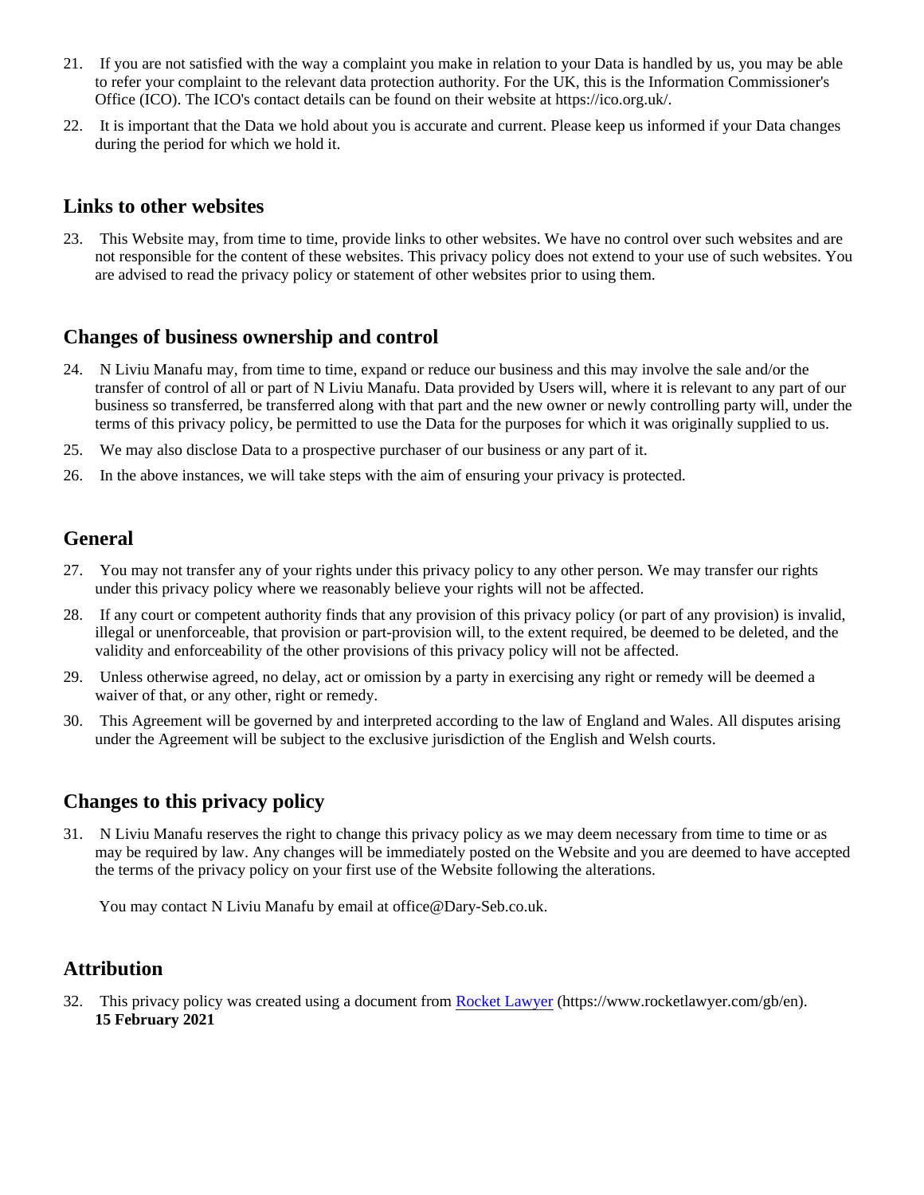21. If you are not satisfied with the way a complaint you make in relation to your Data is handled by us, you may be able to refer your complaint to the relevant data protection authority. For the UK, this is the Information Commissioner's Office (ICO). The ICO's contact details can be found on their website at https://ico.org.uk/.

22. It is important that the Data we hold about you is accurate and current. Please keep us informed if your Data changes during the period for which we hold it.

## Links to other websites

23. This Website may, from time to time, provide links to other websites. We have no control over such websites and are not responsible for the content of these websites. This privacy policy does not extend to your use of such websites. You are advised to read the privacy policy or statement of other websites prior to using them.

## Changes of business ownership and control

24. N Liviu Manafu may, from time to time, expand or reduce our business and this may involve the sale and/or the transfer of control of all or part of N Liviu Manafu. Data provided by Users will, where it is relevant to any part of our business so transferred, be transferred along with that part and the new owner or newly controlling party will, under the terms of this privacy policy, be permitted to use the Data for the purposes for which it was originally supplied to us.

25. We may also disclose Data to a prospective purchaser of our business or any part of it.

26. In the above instances, we will take steps with the aim of ensuring your privacy is protected.

## General

27. You may not transfer any of your rights under this privacy policy to any other person. We may transfer our rights under this privacy policy where we reasonably believe your rights will not be affected.

28. If any court or competent authority finds that any provision of this privacy policy (or part of any provision) is invalid, illegal or unenforceable, that provision or part-provision will, to the extent required, be deemed to be deleted, and the validity and enforceability of the other provisions of this privacy policy will not be affected.

29. Unless otherwise agreed, no delay, act or omission by a party in exercising any right or remedy will be deemed a waiver of that, or any other, right or remedy.

30. This Agreement will be governed by and interpreted according to the law of England and Wales. All disputes arising under the Agreement will be subject to the exclusive jurisdiction of the English and Welsh courts.

## Changes to this privacy policy

31. N Liviu Manafu reserves the right to change this privacy policy as we may deem necessary from time to time or as may be required by law. Any changes will be immediately posted on the Website and you are deemed to have accepted the terms of the privacy policy on your first use of the Website following the alterations.

    You may contact N Liviu Manafu by email at office@Dary-Seb.co.uk.

## Attribution

32. This privacy policy was created using a document from [Rocket Lawyer](https://www.rocketlawyer.com/gb/en) (https://www.rocketlawyer.com/gb/en).
    **15 February 2021**